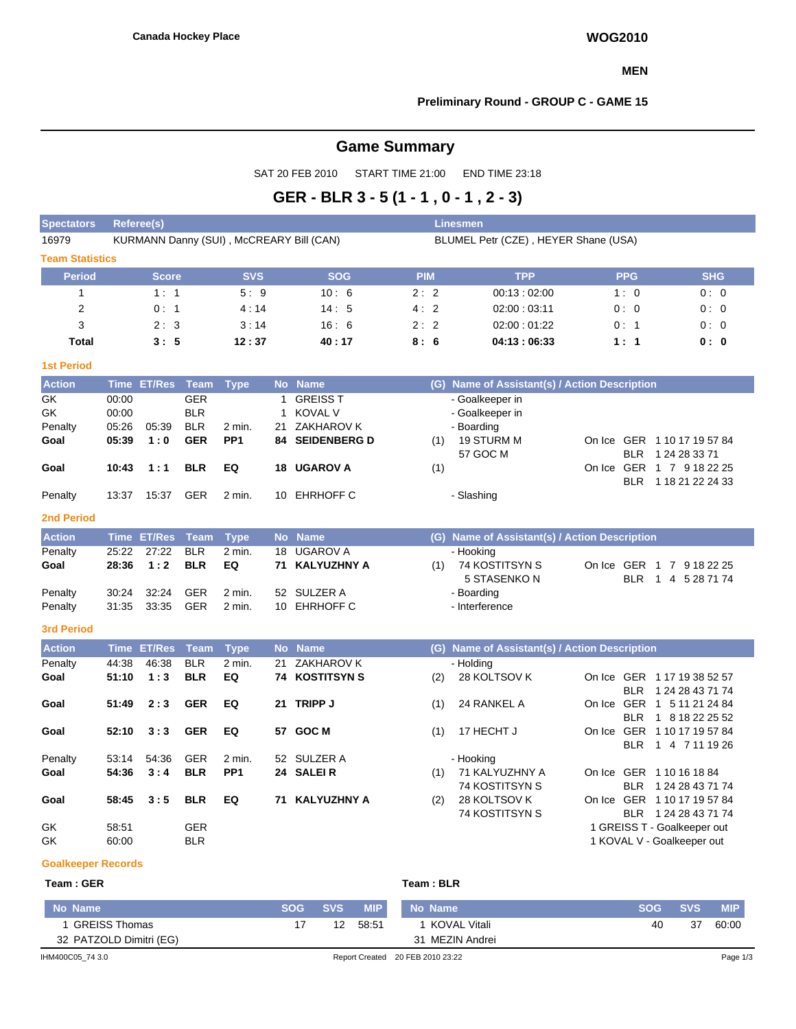**Canada Hockey Place**

**WOG2010**

**MEN**

**Preliminary Round - GROUP C - GAME 15**

# Game Summary

SAT 20 FEB 2010 START TIME 21:00 END TIME 23:18

## GER - BLR 3 - 5 (1 - 1 , 0 - 1 , 2 - 3)

| Spectators | Referee(s) | Linesmen |
|---|---|---|
| 16979 | KURMANN Danny (SUI) , McCREARY Bill (CAN) | BLUMEL Petr (CZE) , HEYER Shane (USA) |

### Team Statistics

| Period | Score | SVS | SOG | PIM | TPP | PPG | SHG |
|---|---|---|---|---|---|---|---|
| 1 | 1 : 1 | 5 : 9 | 10 : 6 | 2 : 2 | 00:13 : 02:00 | 1 : 0 | 0 : 0 |
| 2 | 0 : 1 | 4 : 14 | 14 : 5 | 4 : 2 | 02:00 : 03:11 | 0 : 0 | 0 : 0 |
| 3 | 2 : 3 | 3 : 14 | 16 : 6 | 2 : 2 | 02:00 : 01:22 | 0 : 1 | 0 : 0 |
| **Total** | **3 : 5** | **12 : 37** | **40 : 17** | **8 : 6** | **04:13 : 06:33** | **1 : 1** | **0 : 0** |

### 1st Period

| Action | Time | ET/Res | Team | Type | No | Name | (G) | Name of Assistant(s) / Action Description | | |
|---|---|---|---|---|---|---|---|---|---|---|
| GK | 00:00 | | GER | | 1 | GREISS T | | - Goalkeeper in | | |
| GK | 00:00 | | BLR | | 1 | KOVAL V | | - Goalkeeper in | | |
| Penalty | 05:26 | 05:39 | BLR | 2 min. | 21 | ZAKHAROV K | | - Boarding | | |
| **Goal** | **05:39** | **1 : 0** | **GER** | **PP1** | **84** | **SEIDENBERG D** | (1) | 19 STURM M<br>57 GOC M | On Ice | GER 1 10 17 19 57 84<br>BLR 1 24 28 33 71 |
| **Goal** | **10:43** | **1 : 1** | **BLR** | **EQ** | **18** | **UGAROV A** | (1) | | On Ice | GER 1 7 9 18 22 25<br>BLR 1 18 21 22 24 33 |
| Penalty | 13:37 | 15:37 | GER | 2 min. | 10 | EHRHOFF C | | - Slashing | | |

### 2nd Period

| Action | Time | ET/Res | Team | Type | No | Name | (G) | Name of Assistant(s) / Action Description | | |
|---|---|---|---|---|---|---|---|---|---|---|
| Penalty | 25:22 | 27:22 | BLR | 2 min. | 18 | UGAROV A | | - Hooking | | |
| **Goal** | **28:36** | **1 : 2** | **BLR** | **EQ** | **71** | **KALYUZHNY A** | (1) | 74 KOSTITSYN S<br>5 STASENKO N | On Ice | GER 1 7 9 18 22 25<br>BLR 1 4 5 28 71 74 |
| Penalty | 30:24 | 32:24 | GER | 2 min. | 52 | SULZER A | | - Boarding | | |
| Penalty | 31:35 | 33:35 | GER | 2 min. | 10 | EHRHOFF C | | - Interference | | |

### 3rd Period

| Action | Time | ET/Res | Team | Type | No | Name | (G) | Name of Assistant(s) / Action Description | | |
|---|---|---|---|---|---|---|---|---|---|---|
| Penalty | 44:38 | 46:38 | BLR | 2 min. | 21 | ZAKHAROV K | | - Holding | | |
| **Goal** | **51:10** | **1 : 3** | **BLR** | **EQ** | **74** | **KOSTITSYN S** | (2) | 28 KOLTSOV K | On Ice | GER 1 17 19 38 52 57<br>BLR 1 24 28 43 71 74 |
| **Goal** | **51:49** | **2 : 3** | **GER** | **EQ** | **21** | **TRIPP J** | (1) | 24 RANKEL A | On Ice | GER 1 5 11 21 24 84<br>BLR 1 8 18 22 25 52 |
| **Goal** | **52:10** | **3 : 3** | **GER** | **EQ** | **57** | **GOC M** | (1) | 17 HECHT J | On Ice | GER 1 10 17 19 57 84<br>BLR 1 4 7 11 19 26 |
| Penalty | 53:14 | 54:36 | GER | 2 min. | 52 | SULZER A | | - Hooking | | |
| **Goal** | **54:36** | **3 : 4** | **BLR** | **PP1** | **24** | **SALEI R** | (1) | 71 KALYUZHNY A<br>74 KOSTITSYN S | On Ice | GER 1 10 16 18 84<br>BLR 1 24 28 43 71 74 |
| **Goal** | **58:45** | **3 : 5** | **BLR** | **EQ** | **71** | **KALYUZHNY A** | (2) | 28 KOLTSOV K<br>74 KOSTITSYN S | On Ice | GER 1 10 17 19 57 84<br>BLR 1 24 28 43 71 74 |
| GK | 58:51 | | GER | | | | | 1 GREISS T - Goalkeeper out | | |
| GK | 60:00 | | BLR | | | | | 1 KOVAL V - Goalkeeper out | | |

### Goalkeeper Records

**Team : GER**

| No | Name | SOG | SVS | MIP |
|---|---|---|---|---|
| 1 | GREISS Thomas | 17 | 12 | 58:51 |
| 32 | PATZOLD Dimitri (EG) | | | |

**Team : BLR**

| No | Name | SOG | SVS | MIP |
|---|---|---|---|---|
| 1 | KOVAL Vitali | 40 | 37 | 60:00 |
| 31 | MEZIN Andrei | | | |

IHM400C05_74 3.0 Report Created 20 FEB 2010 23:22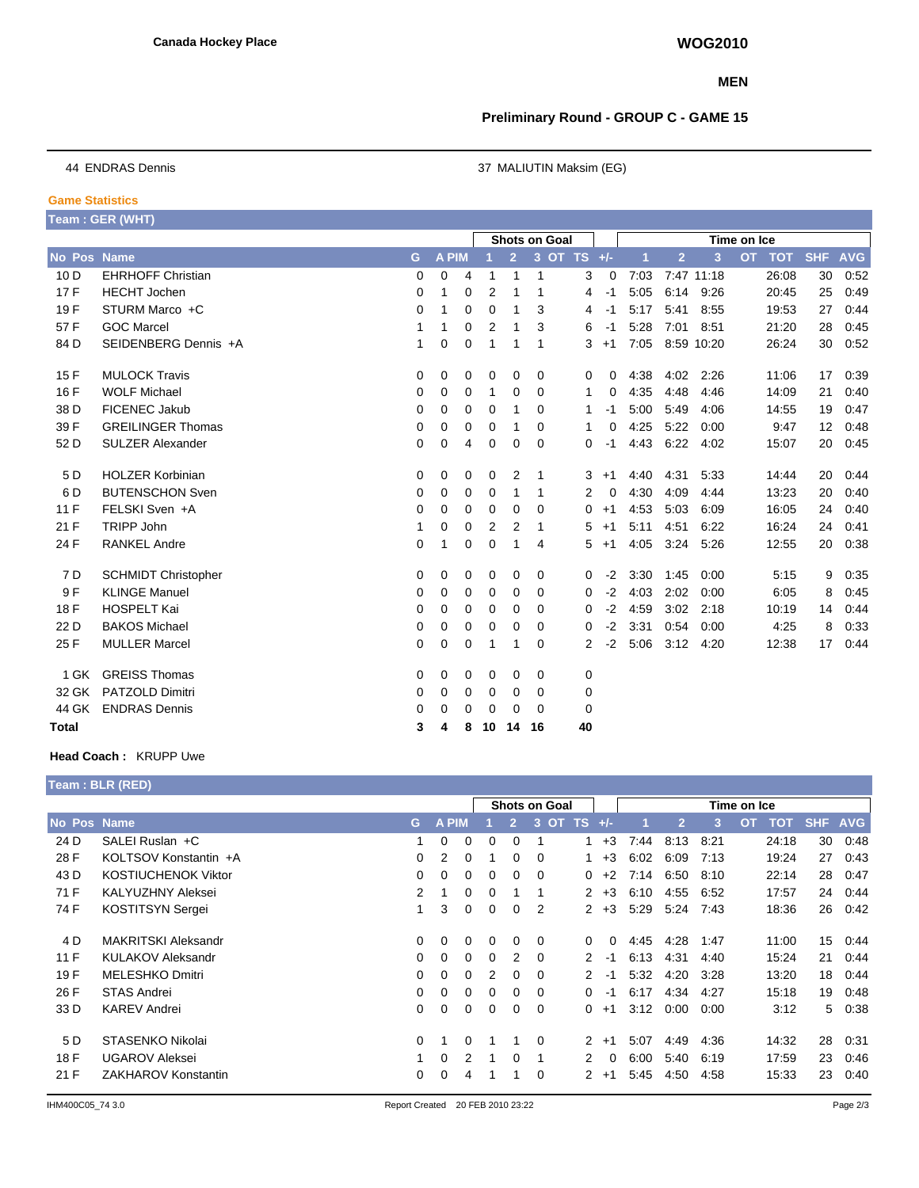**Canada Hockey Place**

**WOG2010**

**MEN**

**Preliminary Round - GROUP C - GAME 15**

44 ENDRAS Dennis

37 MALIUTIN Maksim (EG)

**Game Statistics**

**Team : GER (WHT)**

| | | | | | Shots on Goal | | | | | | Time on Ice | | | | | | |
|---|---|---|---|---|---|---|---|---|---|---|---|---|---|---|---|---|---|
| No Pos | Name | G | A | PIM | 1 | 2 | 3 | OT | TS | +/- | 1 | 2 | 3 | OT | TOT | SHF | AVG |
| 10 D | EHRHOFF Christian | 0 | 0 | 4 | 1 | 1 | 1 | | 3 | 0 | 7:03 | 7:47 | 11:18 | | 26:08 | 30 | 0:52 |
| 17 F | HECHT Jochen | 0 | 1 | 0 | 2 | 1 | 1 | | 4 | -1 | 5:05 | 6:14 | 9:26 | | 20:45 | 25 | 0:49 |
| 19 F | STURM Marco +C | 0 | 1 | 0 | 0 | 1 | 3 | | 4 | -1 | 5:17 | 5:41 | 8:55 | | 19:53 | 27 | 0:44 |
| 57 F | GOC Marcel | 1 | 1 | 0 | 2 | 1 | 3 | | 6 | -1 | 5:28 | 7:01 | 8:51 | | 21:20 | 28 | 0:45 |
| 84 D | SEIDENBERG Dennis +A | 1 | 0 | 0 | 1 | 1 | 1 | | 3 | +1 | 7:05 | 8:59 | 10:20 | | 26:24 | 30 | 0:52 |
| 15 F | MULOCK Travis | 0 | 0 | 0 | 0 | 0 | 0 | | 0 | 0 | 4:38 | 4:02 | 2:26 | | 11:06 | 17 | 0:39 |
| 16 F | WOLF Michael | 0 | 0 | 0 | 1 | 0 | 0 | | 1 | 0 | 4:35 | 4:48 | 4:46 | | 14:09 | 21 | 0:40 |
| 38 D | FICENEC Jakub | 0 | 0 | 0 | 0 | 1 | 0 | | 1 | -1 | 5:00 | 5:49 | 4:06 | | 14:55 | 19 | 0:47 |
| 39 F | GREILINGER Thomas | 0 | 0 | 0 | 0 | 1 | 0 | | 1 | 0 | 4:25 | 5:22 | 0:00 | | 9:47 | 12 | 0:48 |
| 52 D | SULZER Alexander | 0 | 0 | 4 | 0 | 0 | 0 | | 0 | -1 | 4:43 | 6:22 | 4:02 | | 15:07 | 20 | 0:45 |
| 5 D | HOLZER Korbinian | 0 | 0 | 0 | 0 | 2 | 1 | | 3 | +1 | 4:40 | 4:31 | 5:33 | | 14:44 | 20 | 0:44 |
| 6 D | BUTENSCHON Sven | 0 | 0 | 0 | 0 | 1 | 1 | | 2 | 0 | 4:30 | 4:09 | 4:44 | | 13:23 | 20 | 0:40 |
| 11 F | FELSKI Sven +A | 0 | 0 | 0 | 0 | 0 | 0 | | 0 | +1 | 4:53 | 5:03 | 6:09 | | 16:05 | 24 | 0:40 |
| 21 F | TRIPP John | 1 | 0 | 0 | 2 | 2 | 1 | | 5 | +1 | 5:11 | 4:51 | 6:22 | | 16:24 | 24 | 0:41 |
| 24 F | RANKEL Andre | 0 | 1 | 0 | 0 | 1 | 4 | | 5 | +1 | 4:05 | 3:24 | 5:26 | | 12:55 | 20 | 0:38 |
| 7 D | SCHMIDT Christopher | 0 | 0 | 0 | 0 | 0 | 0 | | 0 | -2 | 3:30 | 1:45 | 0:00 | | 5:15 | 9 | 0:35 |
| 9 F | KLINGE Manuel | 0 | 0 | 0 | 0 | 0 | 0 | | 0 | -2 | 4:03 | 2:02 | 0:00 | | 6:05 | 8 | 0:45 |
| 18 F | HOSPELT Kai | 0 | 0 | 0 | 0 | 0 | 0 | | 0 | -2 | 4:59 | 3:02 | 2:18 | | 10:19 | 14 | 0:44 |
| 22 D | BAKOS Michael | 0 | 0 | 0 | 0 | 0 | 0 | | 0 | -2 | 3:31 | 0:54 | 0:00 | | 4:25 | 8 | 0:33 |
| 25 F | MULLER Marcel | 0 | 0 | 0 | 1 | 1 | 0 | | 2 | -2 | 5:06 | 3:12 | 4:20 | | 12:38 | 17 | 0:44 |
| 1 GK | GREISS Thomas | 0 | 0 | 0 | 0 | 0 | 0 | | 0 | | | | | | | | |
| 32 GK | PATZOLD Dimitri | 0 | 0 | 0 | 0 | 0 | 0 | | 0 | | | | | | | | |
| 44 GK | ENDRAS Dennis | 0 | 0 | 0 | 0 | 0 | 0 | | 0 | | | | | | | | |
| **Total** | | **3** | **4** | **8** | **10** | **14** | **16** | | **40** | | | | | | | | |

**Head Coach :** KRUPP Uwe

**Team : BLR (RED)**

| | | | | | Shots on Goal | | | | | | Time on Ice | | | | | | |
|---|---|---|---|---|---|---|---|---|---|---|---|---|---|---|---|---|---|
| No Pos | Name | G | A | PIM | 1 | 2 | 3 | OT | TS | +/- | 1 | 2 | 3 | OT | TOT | SHF | AVG |
| 24 D | SALEI Ruslan +C | 1 | 0 | 0 | 0 | 0 | 1 | | 1 | +3 | 7:44 | 8:13 | 8:21 | | 24:18 | 30 | 0:48 |
| 28 F | KOLTSOV Konstantin +A | 0 | 2 | 0 | 1 | 0 | 0 | | 1 | +3 | 6:02 | 6:09 | 7:13 | | 19:24 | 27 | 0:43 |
| 43 D | KOSTIUCHENOK Viktor | 0 | 0 | 0 | 0 | 0 | 0 | | 0 | +2 | 7:14 | 6:50 | 8:10 | | 22:14 | 28 | 0:47 |
| 71 F | KALYUZHNY Aleksei | 2 | 1 | 0 | 0 | 1 | 1 | | 2 | +3 | 6:10 | 4:55 | 6:52 | | 17:57 | 24 | 0:44 |
| 74 F | KOSTITSYN Sergei | 1 | 3 | 0 | 0 | 0 | 2 | | 2 | +3 | 5:29 | 5:24 | 7:43 | | 18:36 | 26 | 0:42 |
| 4 D | MAKRITSKI Aleksandr | 0 | 0 | 0 | 0 | 0 | 0 | | 0 | 0 | 4:45 | 4:28 | 1:47 | | 11:00 | 15 | 0:44 |
| 11 F | KULAKOV Aleksandr | 0 | 0 | 0 | 0 | 2 | 0 | | 2 | -1 | 6:13 | 4:31 | 4:40 | | 15:24 | 21 | 0:44 |
| 19 F | MELESHKO Dmitri | 0 | 0 | 0 | 2 | 0 | 0 | | 2 | -1 | 5:32 | 4:20 | 3:28 | | 13:20 | 18 | 0:44 |
| 26 F | STAS Andrei | 0 | 0 | 0 | 0 | 0 | 0 | | 0 | -1 | 6:17 | 4:34 | 4:27 | | 15:18 | 19 | 0:48 |
| 33 D | KAREV Andrei | 0 | 0 | 0 | 0 | 0 | 0 | | 0 | +1 | 3:12 | 0:00 | 0:00 | | 3:12 | 5 | 0:38 |
| 5 D | STASENKO Nikolai | 0 | 1 | 0 | 1 | 1 | 0 | | 2 | +1 | 5:07 | 4:49 | 4:36 | | 14:32 | 28 | 0:31 |
| 18 F | UGAROV Aleksei | 1 | 0 | 2 | 1 | 0 | 1 | | 2 | 0 | 6:00 | 5:40 | 6:19 | | 17:59 | 23 | 0:46 |
| 21 F | ZAKHAROV Konstantin | 0 | 0 | 4 | 1 | 1 | 0 | | 2 | +1 | 5:45 | 4:50 | 4:58 | | 15:33 | 23 | 0:40 |

IHM400C05_74 3.0 Report Created 20 FEB 2010 23:22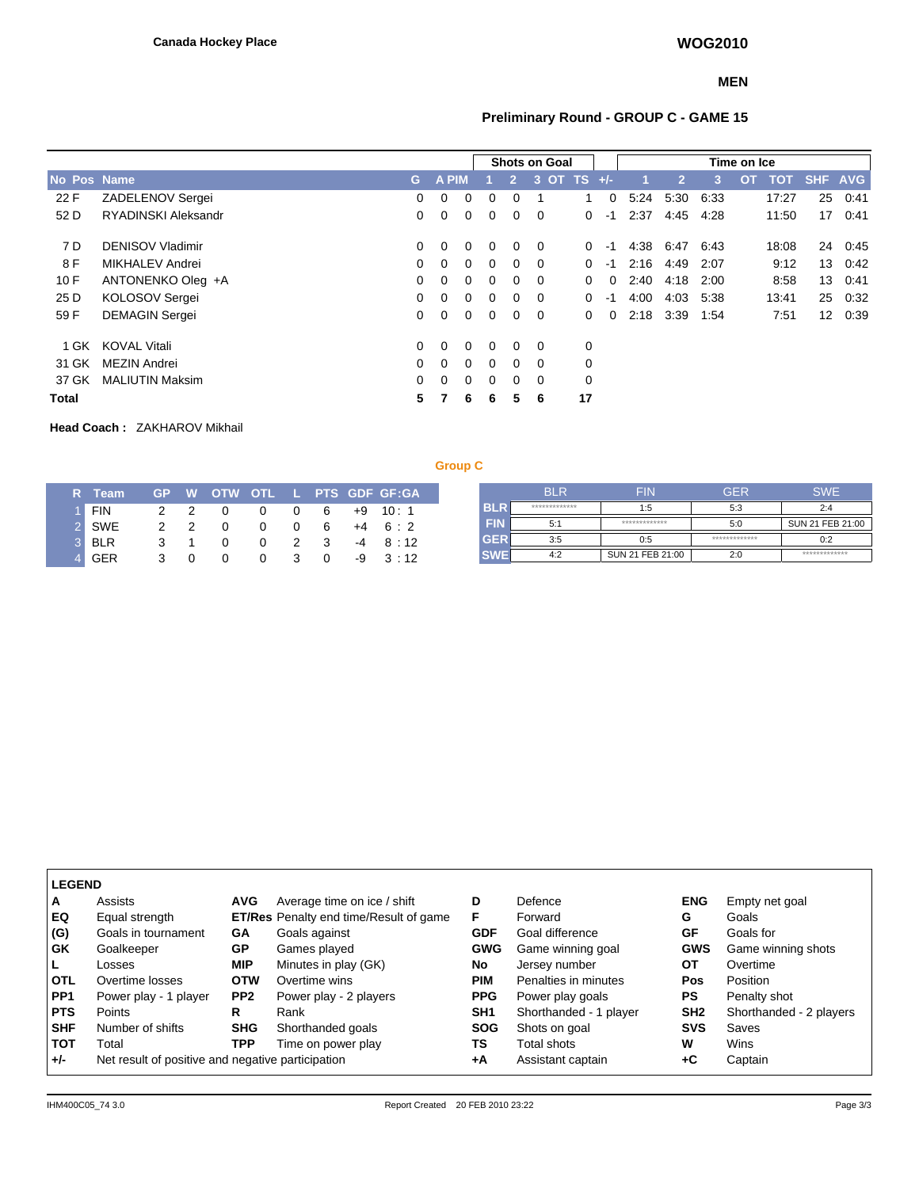Canada Hockey Place

**WOG2010**

**MEN**

**Preliminary Round - GROUP C - GAME 15**

| | | | | | | Shots on Goal | | | | | | | Time on Ice | | | | | | |
|---|---|---|---|---|---|---|---|---|---|---|---|---|---|---|---|---|---|---|---|
| No | Pos | Name | G | A | PIM | 1 | 2 | 3 | OT | TS | +/- | 1 | 2 | 3 | OT | TOT | SHF | AVG |
| 22 | F | ZADELENOV Sergei | 0 | 0 | 0 | 0 | 0 | 1 | | 1 | 0 | 5:24 | 5:30 | 6:33 | | 17:27 | 25 | 0:41 |
| 52 | D | RYADINSKI Aleksandr | 0 | 0 | 0 | 0 | 0 | 0 | | 0 | -1 | 2:37 | 4:45 | 4:28 | | 11:50 | 17 | 0:41 |
| 7 | D | DENISOV Vladimir | 0 | 0 | 0 | 0 | 0 | 0 | | 0 | -1 | 4:38 | 6:47 | 6:43 | | 18:08 | 24 | 0:45 |
| 8 | F | MIKHALEV Andrei | 0 | 0 | 0 | 0 | 0 | 0 | | 0 | -1 | 2:16 | 4:49 | 2:07 | | 9:12 | 13 | 0:42 |
| 10 | F | ANTONENKO Oleg +A | 0 | 0 | 0 | 0 | 0 | 0 | | 0 | 0 | 2:40 | 4:18 | 2:00 | | 8:58 | 13 | 0:41 |
| 25 | D | KOLOSOV Sergei | 0 | 0 | 0 | 0 | 0 | 0 | | 0 | -1 | 4:00 | 4:03 | 5:38 | | 13:41 | 25 | 0:32 |
| 59 | F | DEMAGIN Sergei | 0 | 0 | 0 | 0 | 0 | 0 | | 0 | 0 | 2:18 | 3:39 | 1:54 | | 7:51 | 12 | 0:39 |
| 1 | GK | KOVAL Vitali | 0 | 0 | 0 | 0 | 0 | 0 | | 0 | | | | | | | | |
| 31 | GK | MEZIN Andrei | 0 | 0 | 0 | 0 | 0 | 0 | | 0 | | | | | | | | |
| 37 | GK | MALIUTIN Maksim | 0 | 0 | 0 | 0 | 0 | 0 | | 0 | | | | | | | | |
| **Total** | | | **5** | **7** | **6** | **6** | **5** | **6** | | **17** | | | | | | | | |

**Head Coach :** ZAKHAROV Mikhail

**Group C**

| R | Team | GP | W | OTW | OTL | L | PTS | GDF | GF:GA |
|---|---|---|---|---|---|---|---|---|---|
| 1 | FIN | 2 | 2 | 0 | 0 | 0 | 6 | +9 | 10 : 1 |
| 2 | SWE | 2 | 2 | 0 | 0 | 0 | 6 | +4 | 6 : 2 |
| 3 | BLR | 3 | 1 | 0 | 0 | 2 | 3 | -4 | 8 : 12 |
| 4 | GER | 3 | 0 | 0 | 0 | 3 | 0 | -9 | 3 : 12 |

| | BLR | FIN | GER | SWE |
|---|---|---|---|---|
| BLR | ************* | 1:5 | 5:3 | 2:4 |
| FIN | 5:1 | ************* | 5:0 | SUN 21 FEB 21:00 |
| GER | 3:5 | 0:5 | ************* | 0:2 |
| SWE | 4:2 | SUN 21 FEB 21:00 | 2:0 | ************* |

**LEGEND**

| | | | | | | | |
|---|---|---|---|---|---|---|---|
| **A** | Assists | **AVG** | Average time on ice / shift | **D** | Defence | **ENG** | Empty net goal |
| **EQ** | Equal strength | **ET/Res** | Penalty end time/Result of game | **F** | Forward | **G** | Goals |
| **(G)** | Goals in tournament | **GA** | Goals against | **GDF** | Goal difference | **GF** | Goals for |
| **GK** | Goalkeeper | **GP** | Games played | **GWG** | Game winning goal | **GWS** | Game winning shots |
| **L** | Losses | **MIP** | Minutes in play (GK) | **No** | Jersey number | **OT** | Overtime |
| **OTL** | Overtime losses | **OTW** | Overtime wins | **PIM** | Penalties in minutes | **Pos** | Position |
| **PP1** | Power play - 1 player | **PP2** | Power play - 2 players | **PPG** | Power play goals | **PS** | Penalty shot |
| **PTS** | Points | **R** | Rank | **SH1** | Shorthanded - 1 player | **SH2** | Shorthanded - 2 players |
| **SHF** | Number of shifts | **SHG** | Shorthanded goals | **SOG** | Shots on goal | **SVS** | Saves |
| **TOT** | Total | **TPP** | Time on power play | **TS** | Total shots | **W** | Wins |
| **+/-** | Net result of positive and negative participation | | | **+A** | Assistant captain | **+C** | Captain |

IHM400C05_74 3.0 Report Created 20 FEB 2010 23:22